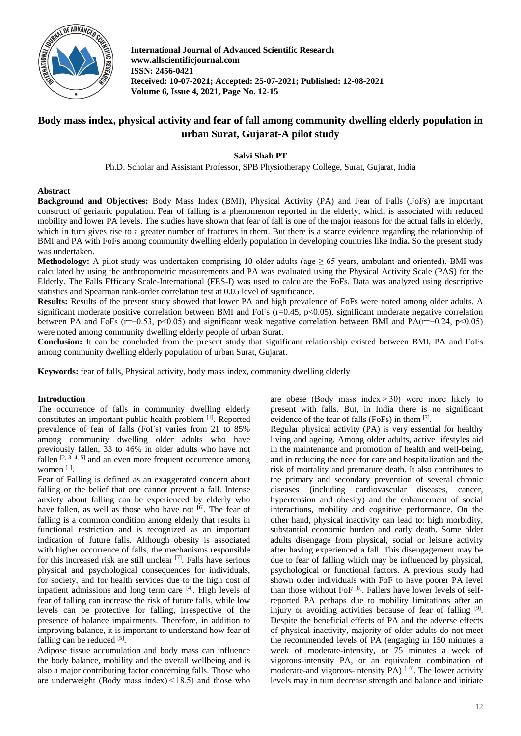# Body mass index, physical activity and fear of fall among community dwelling elderly population in urban Surat, Gujarat-A pilot study

**Salvi Shah PT**

Ph.D. Scholar and Assistant Professor, SPB Physiotherapy College, Surat, Gujarat, India

## Abstract

**Background and Objectives:** Body Mass Index (BMI), Physical Activity (PA) and Fear of Falls (FoFs) are important construct of geriatric population. Fear of falling is a phenomenon reported in the elderly, which is associated with reduced mobility and lower PA levels. The studies have shown that fear of fall is one of the major reasons for the actual falls in elderly, which in turn gives rise to a greater number of fractures in them. But there is a scarce evidence regarding the relationship of BMI and PA with FoFs among community dwelling elderly population in developing countries like India**.** So the present study was undertaken.

**Methodology:** A pilot study was undertaken comprising 10 older adults (age $\geq$ 65 years, ambulant and oriented). BMI was calculated by using the anthropometric measurements and PA was evaluated using the Physical Activity Scale (PAS) for the Elderly. The Falls Efficacy Scale-International (FES-I) was used to calculate the FoFs. Data was analyzed using descriptive statistics and Spearman rank-order correlation test at 0.05 level of significance.

**Results:** Results of the present study showed that lower PA and high prevalence of FoFs were noted among older adults. A significant moderate positive correlation between BMI and FoFs ($r=0.45$, $p<0.05$), significant moderate negative correlation between PA and FoFs ($r=-0.53$, $p<0.05$) and significant weak negative correlation between BMI and PA($r=-0.24$, $p<0.05$) were noted among community dwelling elderly people of urban Surat.

**Conclusion:** It can be concluded from the present study that significant relationship existed between BMI, PA and FoFs among community dwelling elderly population of urban Surat, Gujarat.

**Keywords:** fear of falls, Physical activity, body mass index, community dwelling elderly

## Introduction

The occurrence of falls in community dwelling elderly constitutes an important public health problem [1]. Reported prevalence of fear of falls (FoFs) varies from 21 to 85% among community dwelling older adults who have previously fallen, 33 to 46% in older adults who have not fallen [2, 3, 4, 5] and an even more frequent occurrence among women [1].

Fear of Falling is defined as an exaggerated concern about falling or the belief that one cannot prevent a fall. Intense anxiety about falling can be experienced by elderly who have fallen, as well as those who have not [6]. The fear of falling is a common condition among elderly that results in functional restriction and is recognized as an important indication of future falls. Although obesity is associated with higher occurrence of falls, the mechanisms responsible for this increased risk are still unclear [7]. Falls have serious physical and psychological consequences for individuals, for society, and for health services due to the high cost of inpatient admissions and long term care [4]. High levels of fear of falling can increase the risk of future falls, while low levels can be protective for falling, irrespective of the presence of balance impairments. Therefore, in addition to improving balance, it is important to understand how fear of falling can be reduced [5].

Adipose tissue accumulation and body mass can influence the body balance, mobility and the overall wellbeing and is also a major contributing factor concerning falls. Those who are underweight (Body mass index $<$ 18.5) and those who are obese (Body mass index $>$ 30) were more likely to present with falls. But, in India there is no significant evidence of the fear of falls (FoFs) in them [7].

Regular physical activity (PA) is very essential for healthy living and ageing. Among older adults, active lifestyles aid in the maintenance and promotion of health and well-being, and in reducing the need for care and hospitalization and the risk of mortality and premature death. It also contributes to the primary and secondary prevention of several chronic diseases (including cardiovascular diseases, cancer, hypertension and obesity) and the enhancement of social interactions, mobility and cognitive performance. On the other hand, physical inactivity can lead to: high morbidity, substantial economic burden and early death. Some older adults disengage from physical, social or leisure activity after having experienced a fall. This disengagement may be due to fear of falling which may be influenced by physical, psychological or functional factors. A previous study had shown older individuals with FoF to have poorer PA level than those without FoF [8]. Fallers have lower levels of self-reported PA perhaps due to mobility limitations after an injury or avoiding activities because of fear of falling [9]. Despite the beneficial effects of PA and the adverse effects of physical inactivity, majority of older adults do not meet the recommended levels of PA (engaging in 150 minutes a week of moderate-intensity, or 75 minutes a week of vigorous-intensity PA, or an equivalent combination of moderate-and vigorous-intensity PA) [10]. The lower activity levels may in turn decrease strength and balance and initiate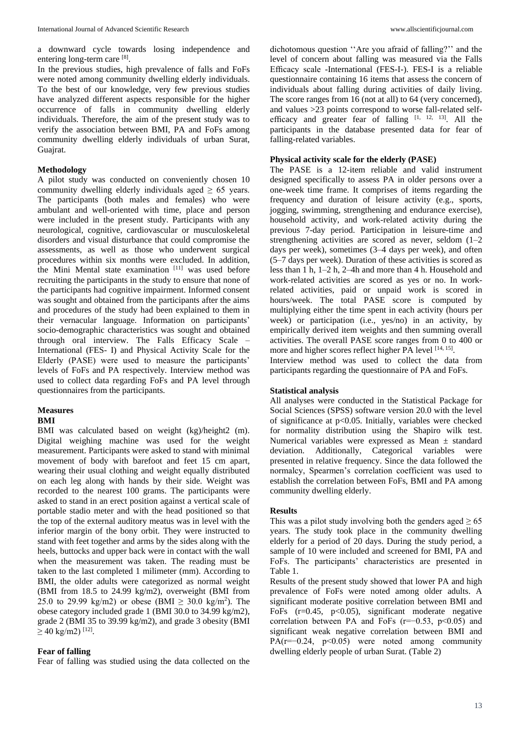a downward cycle towards losing independence and entering long-term care [8].

In the previous studies, high prevalence of falls and FoFs were noted among community dwelling elderly individuals. To the best of our knowledge, very few previous studies have analyzed different aspects responsible for the higher occurrence of falls in community dwelling elderly individuals. Therefore, the aim of the present study was to verify the association between BMI, PA and FoFs among community dwelling elderly individuals of urban Surat, Guajrat.

## Methodology

A pilot study was conducted on conveniently chosen 10 community dwelling elderly individuals aged ≥ 65 years. The participants (both males and females) who were ambulant and well-oriented with time, place and person were included in the present study. Participants with any neurological, cognitive, cardiovascular or musculoskeletal disorders and visual disturbance that could compromise the assessments, as well as those who underwent surgical procedures within six months were excluded. In addition, the Mini Mental state examination [11] was used before recruiting the participants in the study to ensure that none of the participants had cognitive impairment. Informed consent was sought and obtained from the participants after the aims and procedures of the study had been explained to them in their vernacular language. Information on participants' socio-demographic characteristics was sought and obtained through oral interview. The Falls Efficacy Scale – International (FES- I) and Physical Activity Scale for the Elderly (PASE) were used to measure the participants' levels of FoFs and PA respectively. Interview method was used to collect data regarding FoFs and PA level through questionnaires from the participants.

## Measures

### BMI

BMI was calculated based on weight (kg)/height2 (m). Digital weighing machine was used for the weight measurement. Participants were asked to stand with minimal movement of body with barefoot and feet 15 cm apart, wearing their usual clothing and weight equally distributed on each leg along with hands by their side. Weight was recorded to the nearest 100 grams. The participants were asked to stand in an erect position against a vertical scale of portable stadio meter and with the head positioned so that the top of the external auditory meatus was in level with the inferior margin of the bony orbit. They were instructed to stand with feet together and arms by the sides along with the heels, buttocks and upper back were in contact with the wall when the measurement was taken. The reading must be taken to the last completed 1 milimeter (mm). According to BMI, the older adults were categorized as normal weight (BMI from 18.5 to 24.99 kg/m2), overweight (BMI from 25.0 to 29.99 kg/m2) or obese (BMI ≥ 30.0 kg/m$^2$). The obese category included grade 1 (BMI 30.0 to 34.99 kg/m2), grade 2 (BMI 35 to 39.99 kg/m2), and grade 3 obesity (BMI ≥ 40 kg/m2) [12].

### Fear of falling

Fear of falling was studied using the data collected on the dichotomous question ''Are you afraid of falling?'' and the level of concern about falling was measured via the Falls Efficacy scale -International (FES-I-). FES-I is a reliable questionnaire containing 16 items that assess the concern of individuals about falling during activities of daily living. The score ranges from 16 (not at all) to 64 (very concerned), and values >23 points correspond to worse fall-related self-efficacy and greater fear of falling [1, 12, 13]. All the participants in the database presented data for fear of falling-related variables.

### Physical activity scale for the elderly (PASE)

The PASE is a 12-item reliable and valid instrument designed specifically to assess PA in older persons over a one-week time frame. It comprises of items regarding the frequency and duration of leisure activity (e.g., sports, jogging, swimming, strengthening and endurance exercise), household activity, and work-related activity during the previous 7-day period. Participation in leisure-time and strengthening activities are scored as never, seldom (1–2 days per week), sometimes (3–4 days per week), and often (5–7 days per week). Duration of these activities is scored as less than 1 h, 1–2 h, 2–4h and more than 4 h. Household and work-related activities are scored as yes or no. In work-related activities, paid or unpaid work is scored in hours/week. The total PASE score is computed by multiplying either the time spent in each activity (hours per week) or participation (i.e., yes/no) in an activity, by empirically derived item weights and then summing overall activities. The overall PASE score ranges from 0 to 400 or more and higher scores reflect higher PA level [14, 15].

Interview method was used to collect the data from participants regarding the questionnaire of PA and FoFs.

## Statistical analysis

All analyses were conducted in the Statistical Package for Social Sciences (SPSS) software version 20.0 with the level of significance at p<0.05. Initially, variables were checked for normality distribution using the Shapiro wilk test. Numerical variables were expressed as Mean ± standard deviation. Additionally, Categorical variables were presented in relative frequency. Since the data followed the normalcy, Spearmen's correlation coefficient was used to establish the correlation between FoFs, BMI and PA among community dwelling elderly.

## Results

This was a pilot study involving both the genders aged ≥ 65 years. The study took place in the community dwelling elderly for a period of 20 days. During the study period, a sample of 10 were included and screened for BMI, PA and FoFs. The participants' characteristics are presented in Table 1.

Results of the present study showed that lower PA and high prevalence of FoFs were noted among older adults. A significant moderate positive correlation between BMI and FoFs ($r=0.45$, $p<0.05$), significant moderate negative correlation between PA and FoFs ($r=-0.53$, $p<0.05$) and significant weak negative correlation between BMI and PA($r=-0.24$, $p<0.05$) were noted among community dwelling elderly people of urban Surat. (Table 2)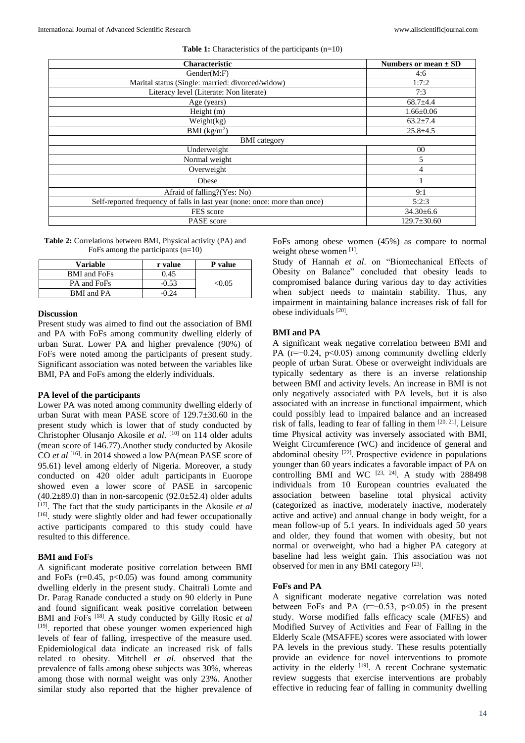**Table 1:** Characteristics of the participants (n=10)

| Characteristic | Numbers or mean ± SD |
|---|---|
| Gender(M:F) | 4:6 |
| Marital status (Single: married: divorced/widow) | 1:7:2 |
| Literacy level (Literate: Non literate) | 7:3 |
| Age (years) | 68.7±4.4 |
| Height (m) | 1.66±0.06 |
| Weight(kg) | 63.2±7.4 |
| BMI (kg/m$^2$) | 25.8±4.5 |
| BMI category | |
| Underweight | 00 |
| Normal weight | 5 |
| Overweight | 4 |
| Obese | 1 |
| Afraid of falling?(Yes: No) | 9:1 |
| Self-reported frequency of falls in last year (none: once: more than once) | 5:2:3 |
| FES score | 34.30±6.6 |
| PASE score | 129.7±30.60 |

**Table 2:** Correlations between BMI, Physical activity (PA) and FoFs among the participants (n=10)

| Variable | r value | P value |
|---|---|---|
| BMI and FoFs | 0.45 | <0.05 |
| PA and FoFs | -0.53 | |
| BMI and PA | -0.24 | |

## Discussion

Present study was aimed to find out the association of BMI and PA with FoFs among community dwelling elderly of urban Surat. Lower PA and higher prevalence (90%) of FoFs were noted among the participants of present study. Significant association was noted between the variables like BMI, PA and FoFs among the elderly individuals.

### PA level of the participants

Lower PA was noted among community dwelling elderly of urban Surat with mean PASE score of 129.7±30.60 in the present study which is lower that of study conducted by Christopher Olusanjo Akosile *et al*. [10] on 114 older adults (mean score of 146.77).Another study conducted by Akosile CO *et al* [16]. in 2014 showed a low PA(mean PASE score of 95.61) level among elderly of Nigeria. Moreover, a study conducted on 420 older adult participants in Euorope showed even a lower score of PASE in sarcopenic (40.2±89.0) than in non-sarcopenic (92.0±52.4) older adults [17]. The fact that the study participants in the Akosile *et al* [16]. study were slightly older and had fewer occupationally active participants compared to this study could have resulted to this difference.

### BMI and FoFs

A significant moderate positive correlation between BMI and FoFs (r=0.45, p<0.05) was found among community dwelling elderly in the present study. Chaitrali Lomte and Dr. Parag Ranade conducted a study on 90 elderly in Pune and found significant weak positive correlation between BMI and FoFs [18]. A study conducted by Gilly Rosic *et al* [19]. reported that obese younger women experienced high levels of fear of falling, irrespective of the measure used. Epidemiological data indicate an increased risk of falls related to obesity. Mitchell *et al*. observed that the prevalence of falls among obese subjects was 30%, whereas among those with normal weight was only 23%. Another similar study also reported that the higher prevalence of FoFs among obese women (45%) as compare to normal weight obese women [1].

Study of Hannah *et al*. on "Biomechanical Effects of Obesity on Balance" concluded that obesity leads to compromised balance during various day to day activities when subject needs to maintain stability. Thus, any impairment in maintaining balance increases risk of fall for obese individuals [20].

### BMI and PA

A significant weak negative correlation between BMI and PA (r=−0.24, p<0.05) among community dwelling elderly people of urban Surat. Obese or overweight individuals are typically sedentary as there is an inverse relationship between BMI and activity levels. An increase in BMI is not only negatively associated with PA levels, but it is also associated with an increase in functional impairment, which could possibly lead to impaired balance and an increased risk of falls, leading to fear of falling in them [20, 21]. Leisure time Physical activity was inversely associated with BMI, Weight Circumference (WC) and incidence of general and abdominal obesity [22]. Prospective evidence in populations younger than 60 years indicates a favorable impact of PA on controlling BMI and WC [23, 24]. A study with 288498 individuals from 10 European countries evaluated the association between baseline total physical activity (categorized as inactive, moderately inactive, moderately active and active) and annual change in body weight, for a mean follow-up of 5.1 years. In individuals aged 50 years and older, they found that women with obesity, but not normal or overweight, who had a higher PA category at baseline had less weight gain. This association was not observed for men in any BMI category [23].

### FoFs and PA

A significant moderate negative correlation was noted between FoFs and PA (r=−0.53, p<0.05) in the present study. Worse modified falls efficacy scale (MFES) and Modified Survey of Activities and Fear of Falling in the Elderly Scale (MSAFFE) scores were associated with lower PA levels in the previous study. These results potentially provide an evidence for novel interventions to promote activity in the elderly [19]. A recent Cochrane systematic review suggests that exercise interventions are probably effective in reducing fear of falling in community dwelling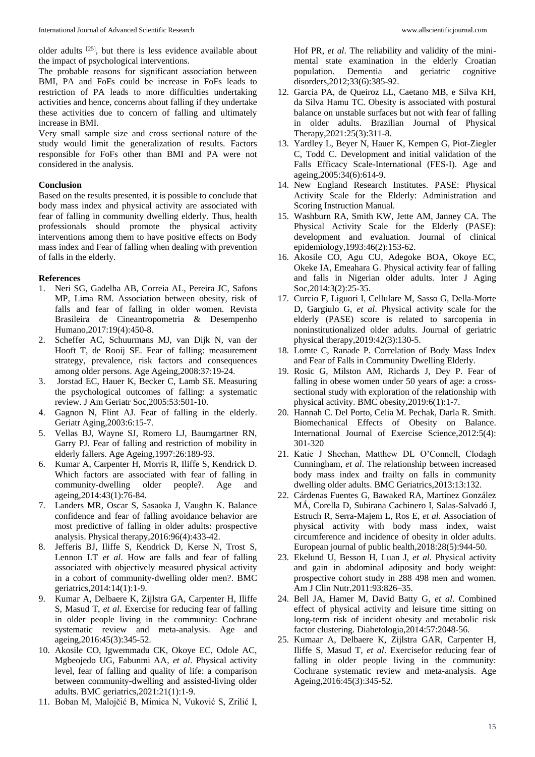older adults [25], but there is less evidence available about the impact of psychological interventions.

The probable reasons for significant association between BMI, PA and FoFs could be increase in FoFs leads to restriction of PA leads to more difficulties undertaking activities and hence, concerns about falling if they undertake these activities due to concern of falling and ultimately increase in BMI.

Very small sample size and cross sectional nature of the study would limit the generalization of results. Factors responsible for FoFs other than BMI and PA were not considered in the analysis.

## Conclusion

Based on the results presented, it is possible to conclude that body mass index and physical activity are associated with fear of falling in community dwelling elderly. Thus, health professionals should promote the physical activity interventions among them to have positive effects on Body mass index and Fear of falling when dealing with prevention of falls in the elderly.

## References

1. Neri SG, Gadelha AB, Correia AL, Pereira JC, Safons MP, Lima RM. Association between obesity, risk of falls and fear of falling in older women. Revista Brasileira de Cineantropometria & Desempenho Humano,2017:19(4):450-8.
2. Scheffer AC, Schuurmans MJ, van Dijk N, van der Hooft T, de Rooij SE. Fear of falling: measurement strategy, prevalence, risk factors and consequences among older persons. Age Ageing,2008:37:19-24.
3. Jorstad EC, Hauer K, Becker C, Lamb SE. Measuring the psychological outcomes of falling: a systematic review. J Am Geriatr Soc,2005:53:501-10.
4. Gagnon N, Flint AJ. Fear of falling in the elderly. Geriatr Aging,2003:6:15-7.
5. Vellas BJ, Wayne SJ, Romero LJ, Baumgartner RN, Garry PJ. Fear of falling and restriction of mobility in elderly fallers. Age Ageing,1997:26:189-93.
6. Kumar A, Carpenter H, Morris R, Iliffe S, Kendrick D. Which factors are associated with fear of falling in community-dwelling older people?. Age and ageing,2014:43(1):76-84.
7. Landers MR, Oscar S, Sasaoka J, Vaughn K. Balance confidence and fear of falling avoidance behavior are most predictive of falling in older adults: prospective analysis. Physical therapy,2016:96(4):433-42.
8. Jefferis BJ, Iliffe S, Kendrick D, Kerse N, Trost S, Lennon LT *et al*. How are falls and fear of falling associated with objectively measured physical activity in a cohort of community-dwelling older men?. BMC geriatrics,2014:14(1):1-9.
9. Kumar A, Delbaere K, Zijlstra GA, Carpenter H, Iliffe S, Masud T, *et al*. Exercise for reducing fear of falling in older people living in the community: Cochrane systematic review and meta-analysis. Age and ageing,2016:45(3):345-52.
10. Akosile CO, Igwemmadu CK, Okoye EC, Odole AC, Mgbeojedo UG, Fabunmi AA, *et al*. Physical activity level, fear of falling and quality of life: a comparison between community-dwelling and assisted-living older adults. BMC geriatrics,2021:21(1):1-9.
11. Boban M, Malojčić B, Mimica N, Vuković S, Zrilić I, Hof PR, *et al*. The reliability and validity of the mini-mental state examination in the elderly Croatian population. Dementia and geriatric cognitive disorders,2012;33(6):385-92.
12. Garcia PA, de Queiroz LL, Caetano MB, e Silva KH, da Silva Hamu TC. Obesity is associated with postural balance on unstable surfaces but not with fear of falling in older adults. Brazilian Journal of Physical Therapy,2021:25(3):311-8.
13. Yardley L, Beyer N, Hauer K, Kempen G, Piot-Ziegler C, Todd C. Development and initial validation of the Falls Efficacy Scale-International (FES-I). Age and ageing,2005:34(6):614-9.
14. New England Research Institutes. PASE: Physical Activity Scale for the Elderly: Administration and Scoring Instruction Manual.
15. Washburn RA, Smith KW, Jette AM, Janney CA. The Physical Activity Scale for the Elderly (PASE): development and evaluation. Journal of clinical epidemiology,1993:46(2):153-62.
16. Akosile CO, Agu CU, Adegoke BOA, Okoye EC, Okeke IA, Emeahara G. Physical activity fear of falling and falls in Nigerian older adults. Inter J Aging Soc,2014:3(2):25-35.
17. Curcio F, Liguori I, Cellulare M, Sasso G, Della-Morte D, Gargiulo G, *et al*. Physical activity scale for the elderly (PASE) score is related to sarcopenia in noninstitutionalized older adults. Journal of geriatric physical therapy,2019:42(3):130-5.
18. Lomte C, Ranade P. Correlation of Body Mass Index and Fear of Falls in Community Dwelling Elderly.
19. Rosic G, Milston AM, Richards J, Dey P. Fear of falling in obese women under 50 years of age: a cross-sectional study with exploration of the relationship with physical activity. BMC obesity,2019:6(1):1-7.
20. Hannah C. Del Porto, Celia M. Pechak, Darla R. Smith. Biomechanical Effects of Obesity on Balance. International Journal of Exercise Science,2012:5(4): 301-320
21. Katie J Sheehan, Matthew DL O'Connell, Clodagh Cunningham, *et al*. The relationship between increased body mass index and frailty on falls in community dwelling older adults. BMC Geriatrics,2013:13:132.
22. Cárdenas Fuentes G, Bawaked RA, Martínez González MÁ, Corella D, Subirana Cachinero I, Salas-Salvadó J, Estruch R, Serra-Majem L, Ros E, *et al*. Association of physical activity with body mass index, waist circumference and incidence of obesity in older adults. European journal of public health,2018:28(5):944-50.
23. Ekelund U, Besson H, Luan J, *et al*. Physical activity and gain in abdominal adiposity and body weight: prospective cohort study in 288 498 men and women. Am J Clin Nutr,2011:93:826–35.
24. Bell JA, Hamer M, David Batty G, *et al*. Combined effect of physical activity and leisure time sitting on long-term risk of incident obesity and metabolic risk factor clustering. Diabetologia,2014:57:2048-56.
25. Kumaar A, Delbaere K, Zijlstra GAR, Carpenter H, Iliffe S, Masud T, *et al*. Exercisefor reducing fear of falling in older people living in the community: Cochrane systematic review and meta-analysis. Age Ageing,2016:45(3):345-52.